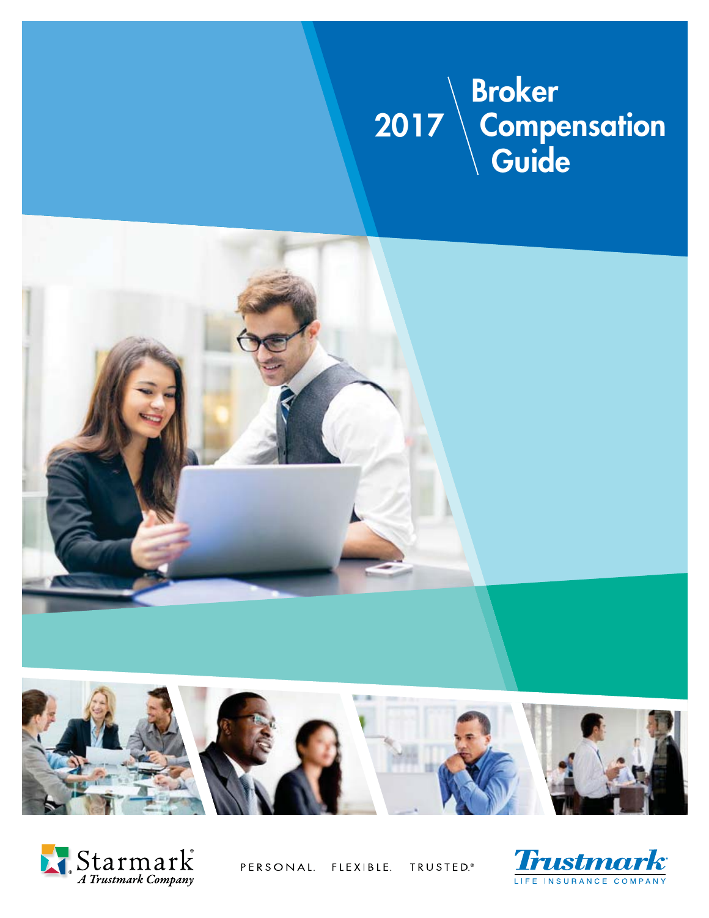# 2017 Broker Compensation Guide

Starmark® A Trustmark Company

PERSONAL. FLEXIBLE. TRUSTED.®

Trustmark® LIFE INSURANCE COMPANY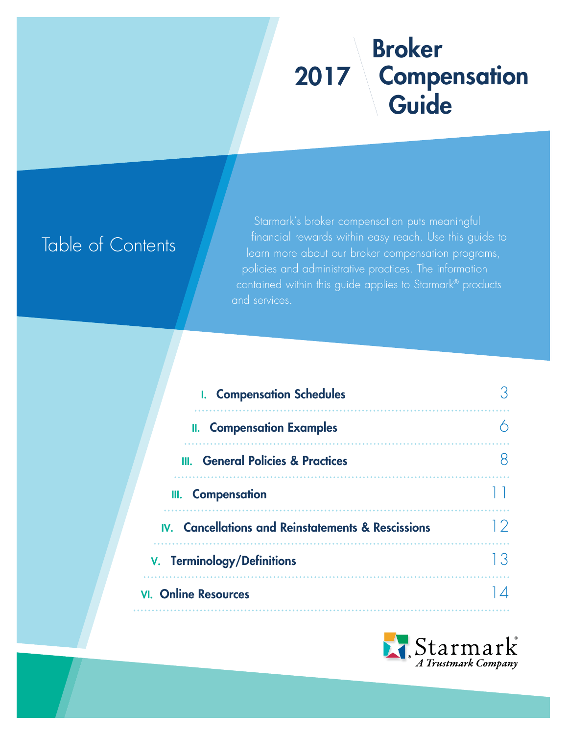# 2017 Broker Compensation Guide

## Table of Contents

Starmark's broker compensation puts meaningful financial rewards within easy reach. Use this guide to learn more about our broker compensation programs, policies and administrative practices. The information contained within this guide applies to Starmark® products and services.

| | |
|---|---|
| **I. Compensation Schedules** | 3 |
| **II. Compensation Examples** | 6 |
| **III. General Policies & Practices** | 8 |
| **III. Compensation** | 11 |
| **IV. Cancellations and Reinstatements & Rescissions** | 12 |
| **V. Terminology/Definitions** | 13 |
| **VI. Online Resources** | 14 |

Starmark®
*A Trustmark Company*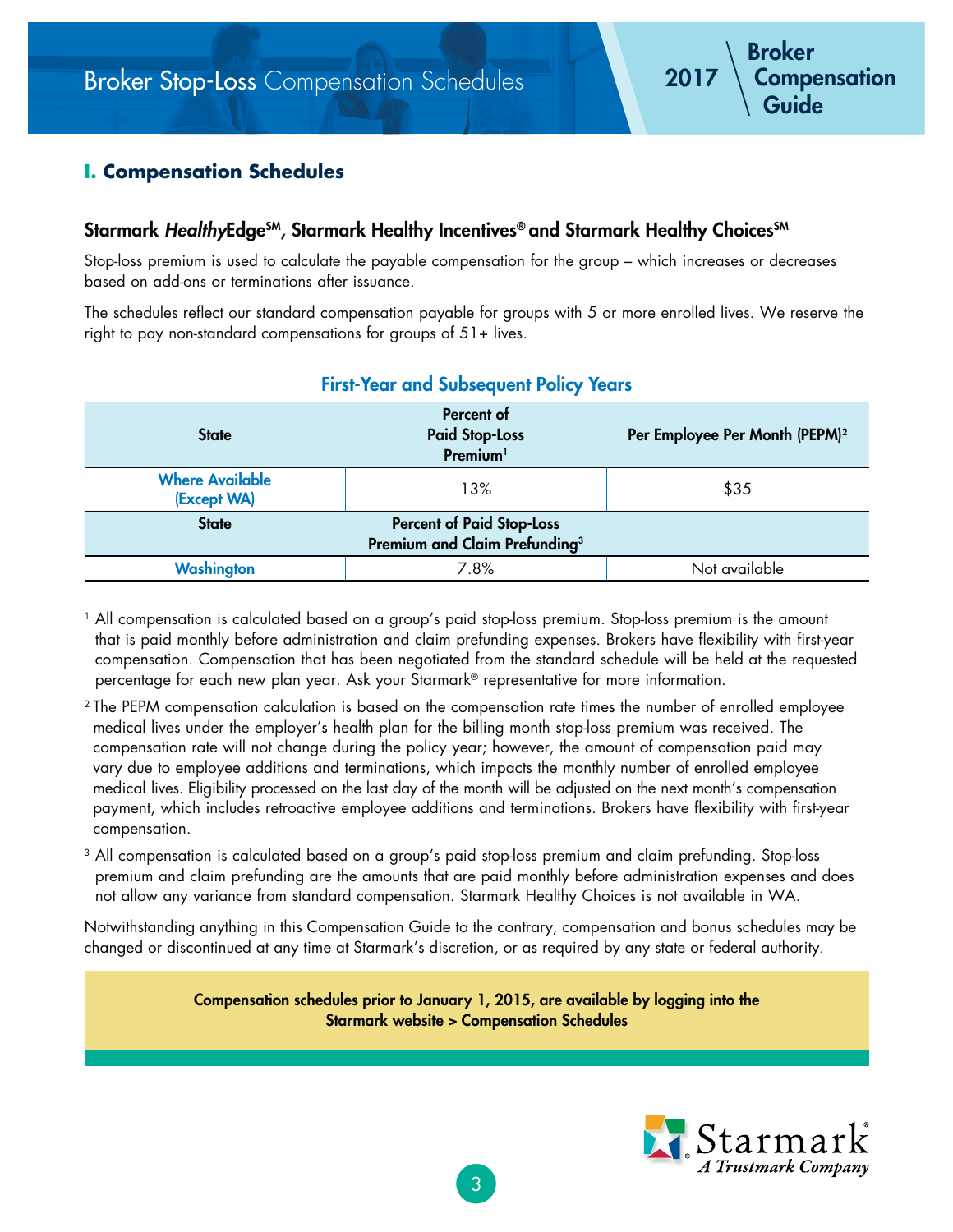# I. Compensation Schedules

## Starmark *Healthy*Edge℠, Starmark Healthy Incentives® and Starmark Healthy Choices℠

Stop-loss premium is used to calculate the payable compensation for the group – which increases or decreases based on add-ons or terminations after issuance.

The schedules reflect our standard compensation payable for groups with 5 or more enrolled lives. We reserve the right to pay non-standard compensations for groups of 51+ lives.

### First-Year and Subsequent Policy Years

| State | Percent of Paid Stop-Loss Premium[1] | Per Employee Per Month (PEPM)[2] |
|---|---|---|
| Where Available (Except WA) | 13% | $35 |
| **State** | **Percent of Paid Stop-Loss Premium and Claim Prefunding[3]** | |
| Washington | 7.8% | Not available |

[1] All compensation is calculated based on a group's paid stop-loss premium. Stop-loss premium is the amount that is paid monthly before administration and claim prefunding expenses. Brokers have flexibility with first-year compensation. Compensation that has been negotiated from the standard schedule will be held at the requested percentage for each new plan year. Ask your Starmark® representative for more information.

[2] The PEPM compensation calculation is based on the compensation rate times the number of enrolled employee medical lives under the employer's health plan for the billing month stop-loss premium was received. The compensation rate will not change during the policy year; however, the amount of compensation paid may vary due to employee additions and terminations, which impacts the monthly number of enrolled employee medical lives. Eligibility processed on the last day of the month will be adjusted on the next month's compensation payment, which includes retroactive employee additions and terminations. Brokers have flexibility with first-year compensation.

[3] All compensation is calculated based on a group's paid stop-loss premium and claim prefunding. Stop-loss premium and claim prefunding are the amounts that are paid monthly before administration expenses and does not allow any variance from standard compensation. Starmark Healthy Choices is not available in WA.

Notwithstanding anything in this Compensation Guide to the contrary, compensation and bonus schedules may be changed or discontinued at any time at Starmark's discretion, or as required by any state or federal authority.

**Compensation schedules prior to January 1, 2015, are available by logging into the Starmark website > Compensation Schedules**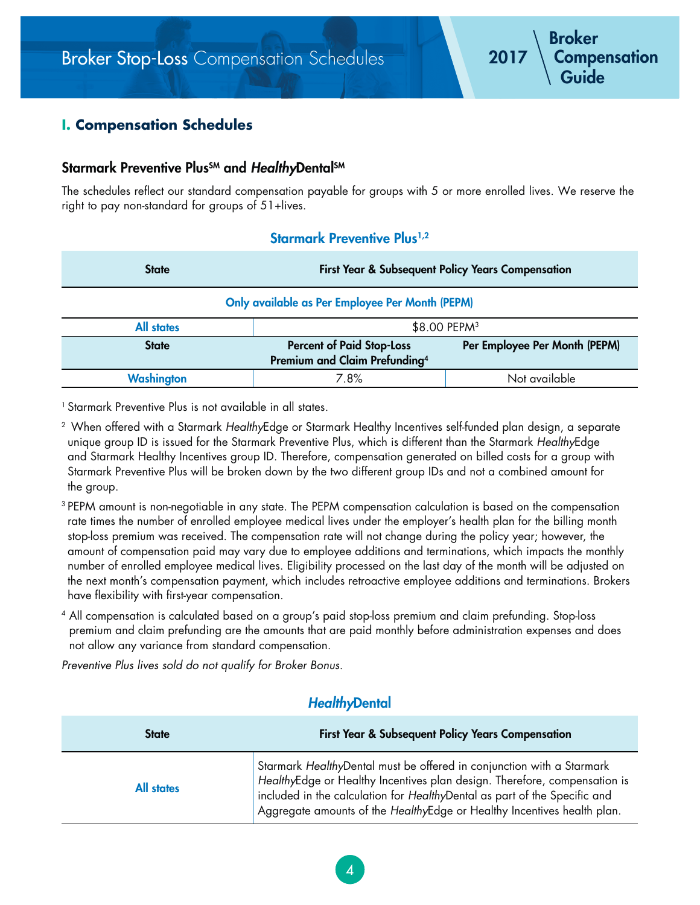## I. Compensation Schedules

### Starmark Preventive Plus℠ and *Healthy*Dental℠

The schedules reflect our standard compensation payable for groups with 5 or more enrolled lives. We reserve the right to pay non-standard for groups of 51+lives.

**Starmark Preventive Plus[1,2]**

| State | First Year & Subsequent Policy Years Compensation | |
|---|---|---|
| Only available as Per Employee Per Month (PEPM) | | |
| All states | $8.00 PEPM[3] | |
| **State** | **Percent of Paid Stop-Loss Premium and Claim Prefunding[4]** | **Per Employee Per Month (PEPM)** |
| Washington | 7.8% | Not available |

[1] Starmark Preventive Plus is not available in all states.

[2] When offered with a Starmark *Healthy*Edge or Starmark Healthy Incentives self-funded plan design, a separate unique group ID is issued for the Starmark Preventive Plus, which is different than the Starmark *Healthy*Edge and Starmark Healthy Incentives group ID. Therefore, compensation generated on billed costs for a group with Starmark Preventive Plus will be broken down by the two different group IDs and not a combined amount for the group.

[3] PEPM amount is non-negotiable in any state. The PEPM compensation calculation is based on the compensation rate times the number of enrolled employee medical lives under the employer's health plan for the billing month stop-loss premium was received. The compensation rate will not change during the policy year; however, the amount of compensation paid may vary due to employee additions and terminations, which impacts the monthly number of enrolled employee medical lives. Eligibility processed on the last day of the month will be adjusted on the next month's compensation payment, which includes retroactive employee additions and terminations. Brokers have flexibility with first-year compensation.

[4] All compensation is calculated based on a group's paid stop-loss premium and claim prefunding. Stop-loss premium and claim prefunding are the amounts that are paid monthly before administration expenses and does not allow any variance from standard compensation.

*Preventive Plus lives sold do not qualify for Broker Bonus.*

***Healthy*Dental**

| State | First Year & Subsequent Policy Years Compensation |
|---|---|
| All states | Starmark *Healthy*Dental must be offered in conjunction with a Starmark *Healthy*Edge or Healthy Incentives plan design. Therefore, compensation is included in the calculation for *Healthy*Dental as part of the Specific and Aggregate amounts of the *Healthy*Edge or Healthy Incentives health plan. |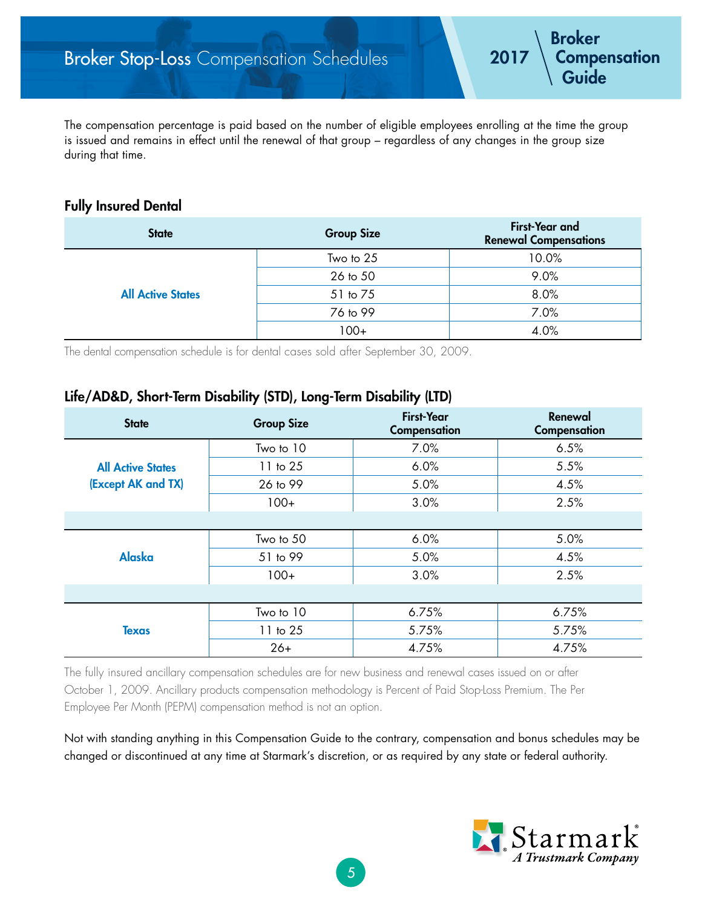# Broker Stop-Loss Compensation Schedules

The compensation percentage is paid based on the number of eligible employees enrolling at the time the group is issued and remains in effect until the renewal of that group – regardless of any changes in the group size during that time.

## Fully Insured Dental

| State | Group Size | First-Year and Renewal Compensations |
|---|---|---|
| All Active States | Two to 25 | 10.0% |
| | 26 to 50 | 9.0% |
| | 51 to 75 | 8.0% |
| | 76 to 99 | 7.0% |
| | 100+ | 4.0% |

The dental compensation schedule is for dental cases sold after September 30, 2009.

## Life/AD&D, Short-Term Disability (STD), Long-Term Disability (LTD)

| State | Group Size | First-Year Compensation | Renewal Compensation |
|---|---|---|---|
| All Active States (Except AK and TX) | Two to 10 | 7.0% | 6.5% |
| | 11 to 25 | 6.0% | 5.5% |
| | 26 to 99 | 5.0% | 4.5% |
| | 100+ | 3.0% | 2.5% |
| Alaska | Two to 50 | 6.0% | 5.0% |
| | 51 to 99 | 5.0% | 4.5% |
| | 100+ | 3.0% | 2.5% |
| Texas | Two to 10 | 6.75% | 6.75% |
| | 11 to 25 | 5.75% | 5.75% |
| | 26+ | 4.75% | 4.75% |

The fully insured ancillary compensation schedules are for new business and renewal cases issued on or after October 1, 2009. Ancillary products compensation methodology is Percent of Paid Stop-Loss Premium. The Per Employee Per Month (PEPM) compensation method is not an option.

Not with standing anything in this Compensation Guide to the contrary, compensation and bonus schedules may be changed or discontinued at any time at Starmark's discretion, or as required by any state or federal authority.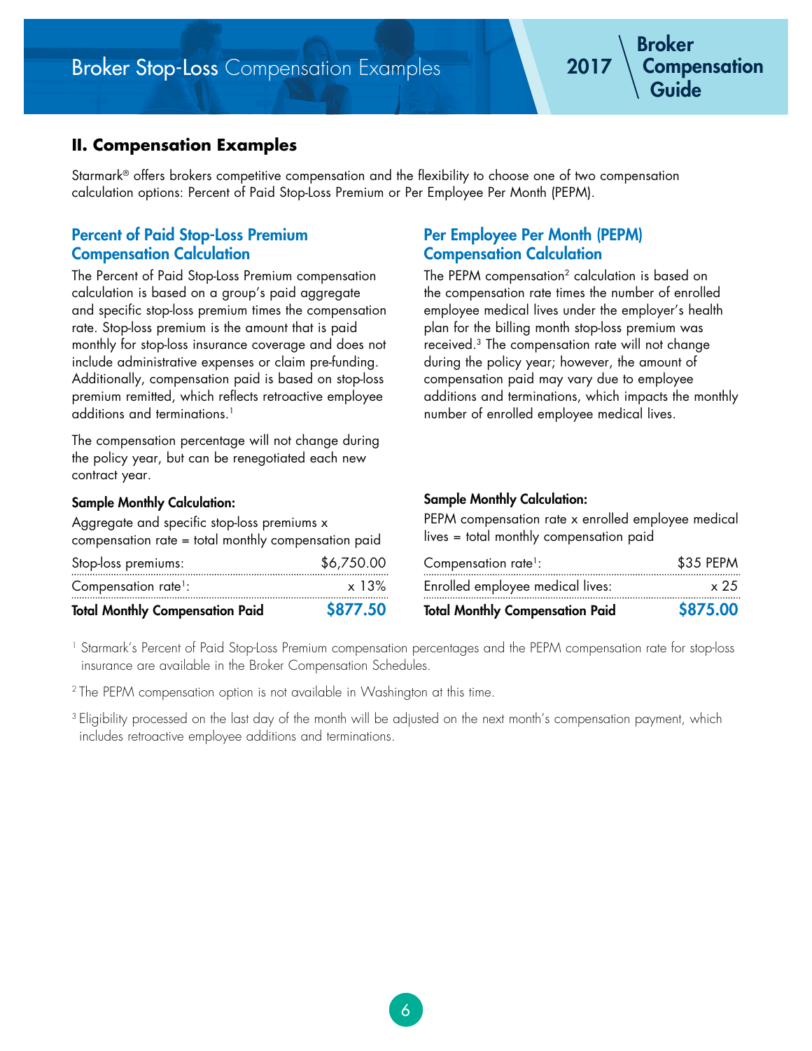## II. Compensation Examples

Starmark® offers brokers competitive compensation and the flexibility to choose one of two compensation calculation options: Percent of Paid Stop-Loss Premium or Per Employee Per Month (PEPM).

### Percent of Paid Stop-Loss Premium Compensation Calculation

The Percent of Paid Stop-Loss Premium compensation calculation is based on a group's paid aggregate and specific stop-loss premium times the compensation rate. Stop-loss premium is the amount that is paid monthly for stop-loss insurance coverage and does not include administrative expenses or claim pre-funding. Additionally, compensation paid is based on stop-loss premium remitted, which reflects retroactive employee additions and terminations.[1]

The compensation percentage will not change during the policy year, but can be renegotiated each new contract year.

**Sample Monthly Calculation:**

Aggregate and specific stop-loss premiums x compensation rate = total monthly compensation paid

| | |
|---|---|
| Stop-loss premiums: | $6,750.00 |
| Compensation rate[1]: | x 13% |
| **Total Monthly Compensation Paid** | **$877.50** |

### Per Employee Per Month (PEPM) Compensation Calculation

The PEPM compensation[2] calculation is based on the compensation rate times the number of enrolled employee medical lives under the employer's health plan for the billing month stop-loss premium was received.[3] The compensation rate will not change during the policy year; however, the amount of compensation paid may vary due to employee additions and terminations, which impacts the monthly number of enrolled employee medical lives.

**Sample Monthly Calculation:**

PEPM compensation rate x enrolled employee medical lives = total monthly compensation paid

| | |
|---|---|
| Compensation rate[1]: | $35 PEPM |
| Enrolled employee medical lives: | x 25 |
| **Total Monthly Compensation Paid** | **$875.00** |

[1] Starmark's Percent of Paid Stop-Loss Premium compensation percentages and the PEPM compensation rate for stop-loss insurance are available in the Broker Compensation Schedules.

[2] The PEPM compensation option is not available in Washington at this time.

[3] Eligibility processed on the last day of the month will be adjusted on the next month's compensation payment, which includes retroactive employee additions and terminations.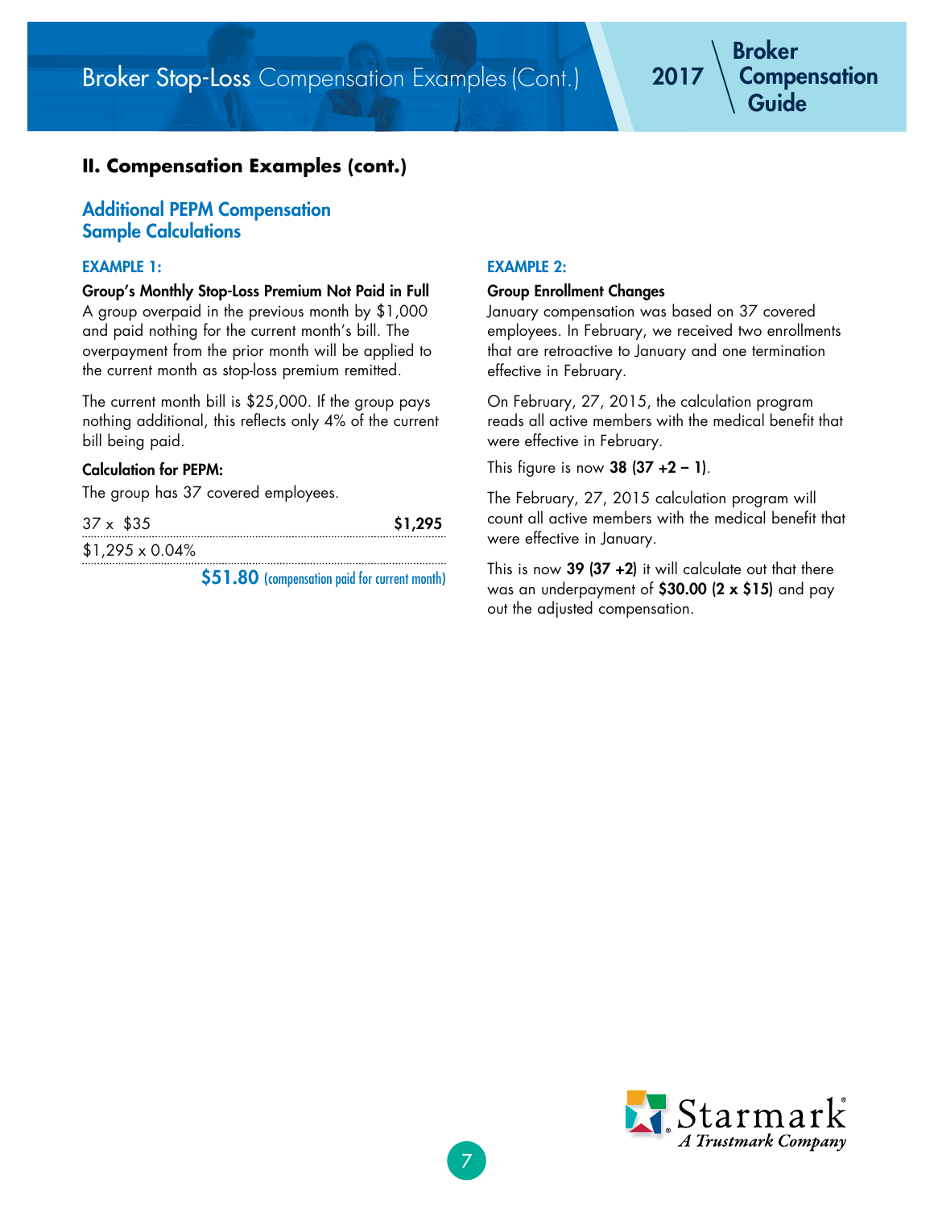## II. Compensation Examples (cont.)

### Additional PEPM Compensation Sample Calculations

#### EXAMPLE 1:

**Group's Monthly Stop-Loss Premium Not Paid in Full**

A group overpaid in the previous month by $1,000 and paid nothing for the current month's bill. The overpayment from the prior month will be applied to the current month as stop-loss premium remitted.

The current month bill is $25,000. If the group pays nothing additional, this reflects only 4% of the current bill being paid.

**Calculation for PEPM:**

The group has 37 covered employees.

| | |
|---|---|
| 37 x $35 | **$1,295** |
| $1,295 x 0.04% | |
| | **$51.80** (compensation paid for current month) |

#### EXAMPLE 2:

**Group Enrollment Changes**

January compensation was based on 37 covered employees. In February, we received two enrollments that are retroactive to January and one termination effective in February.

On February, 27, 2015, the calculation program reads all active members with the medical benefit that were effective in February.

This figure is now **38 (37 +2 – 1)**.

The February, 27, 2015 calculation program will count all active members with the medical benefit that were effective in January.

This is now **39 (37 +2)** it will calculate out that there was an underpayment of **$30.00 (2 x $15)** and pay out the adjusted compensation.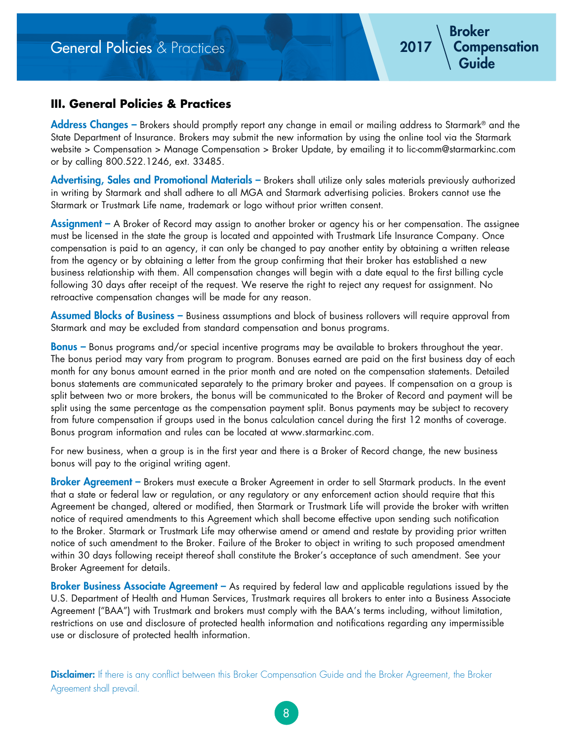## III. General Policies & Practices

**Address Changes –** Brokers should promptly report any change in email or mailing address to Starmark® and the State Department of Insurance. Brokers may submit the new information by using the online tool via the Starmark website > Compensation > Manage Compensation > Broker Update, by emailing it to lic-comm@starmarkinc.com or by calling 800.522.1246, ext. 33485.

**Advertising, Sales and Promotional Materials –** Brokers shall utilize only sales materials previously authorized in writing by Starmark and shall adhere to all MGA and Starmark advertising policies. Brokers cannot use the Starmark or Trustmark Life name, trademark or logo without prior written consent.

**Assignment –** A Broker of Record may assign to another broker or agency his or her compensation. The assignee must be licensed in the state the group is located and appointed with Trustmark Life Insurance Company. Once compensation is paid to an agency, it can only be changed to pay another entity by obtaining a written release from the agency or by obtaining a letter from the group confirming that their broker has established a new business relationship with them. All compensation changes will begin with a date equal to the first billing cycle following 30 days after receipt of the request. We reserve the right to reject any request for assignment. No retroactive compensation changes will be made for any reason.

**Assumed Blocks of Business –** Business assumptions and block of business rollovers will require approval from Starmark and may be excluded from standard compensation and bonus programs.

**Bonus –** Bonus programs and/or special incentive programs may be available to brokers throughout the year. The bonus period may vary from program to program. Bonuses earned are paid on the first business day of each month for any bonus amount earned in the prior month and are noted on the compensation statements. Detailed bonus statements are communicated separately to the primary broker and payees. If compensation on a group is split between two or more brokers, the bonus will be communicated to the Broker of Record and payment will be split using the same percentage as the compensation payment split. Bonus payments may be subject to recovery from future compensation if groups used in the bonus calculation cancel during the first 12 months of coverage. Bonus program information and rules can be located at www.starmarkinc.com.

For new business, when a group is in the first year and there is a Broker of Record change, the new business bonus will pay to the original writing agent.

**Broker Agreement –** Brokers must execute a Broker Agreement in order to sell Starmark products. In the event that a state or federal law or regulation, or any regulatory or any enforcement action should require that this Agreement be changed, altered or modified, then Starmark or Trustmark Life will provide the broker with written notice of required amendments to this Agreement which shall become effective upon sending such notification to the Broker. Starmark or Trustmark Life may otherwise amend or amend and restate by providing prior written notice of such amendment to the Broker. Failure of the Broker to object in writing to such proposed amendment within 30 days following receipt thereof shall constitute the Broker's acceptance of such amendment. See your Broker Agreement for details.

**Broker Business Associate Agreement –** As required by federal law and applicable regulations issued by the U.S. Department of Health and Human Services, Trustmark requires all brokers to enter into a Business Associate Agreement ("BAA") with Trustmark and brokers must comply with the BAA's terms including, without limitation, restrictions on use and disclosure of protected health information and notifications regarding any impermissible use or disclosure of protected health information.

**Disclaimer:** If there is any conflict between this Broker Compensation Guide and the Broker Agreement, the Broker Agreement shall prevail.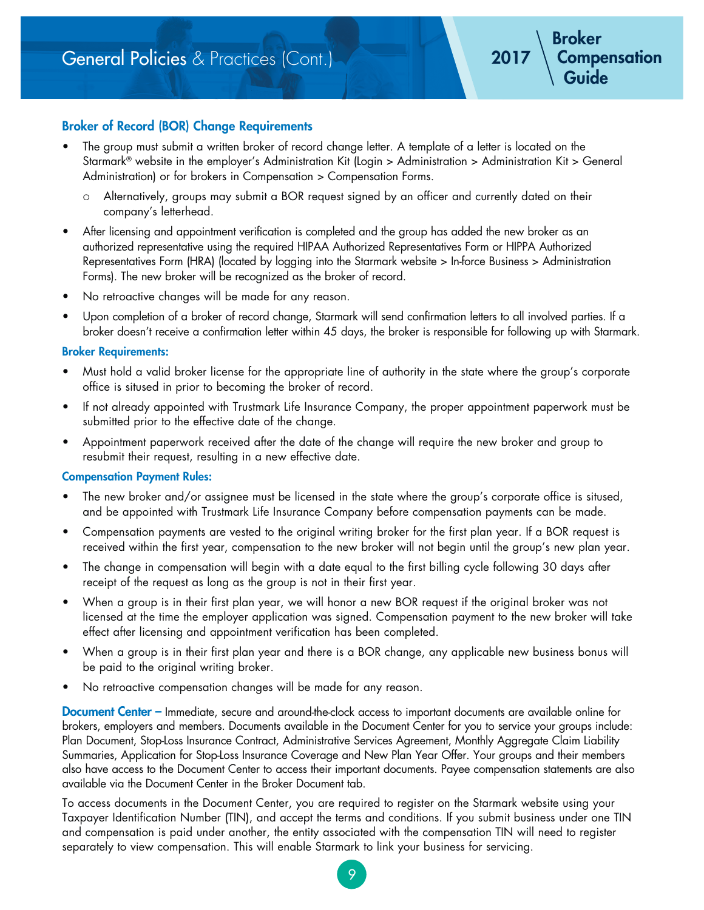# General Policies & Practices (Cont.)

## Broker of Record (BOR) Change Requirements

- The group must submit a written broker of record change letter. A template of a letter is located on the Starmark® website in the employer's Administration Kit (Login > Administration > Administration Kit > General Administration) or for brokers in Compensation > Compensation Forms.
  - Alternatively, groups may submit a BOR request signed by an officer and currently dated on their company's letterhead.
- After licensing and appointment verification is completed and the group has added the new broker as an authorized representative using the required HIPAA Authorized Representatives Form or HIPPA Authorized Representatives Form (HRA) (located by logging into the Starmark website > In-force Business > Administration Forms). The new broker will be recognized as the broker of record.
- No retroactive changes will be made for any reason.
- Upon completion of a broker of record change, Starmark will send confirmation letters to all involved parties. If a broker doesn't receive a confirmation letter within 45 days, the broker is responsible for following up with Starmark.

### Broker Requirements:

- Must hold a valid broker license for the appropriate line of authority in the state where the group's corporate office is sitused in prior to becoming the broker of record.
- If not already appointed with Trustmark Life Insurance Company, the proper appointment paperwork must be submitted prior to the effective date of the change.
- Appointment paperwork received after the date of the change will require the new broker and group to resubmit their request, resulting in a new effective date.

### Compensation Payment Rules:

- The new broker and/or assignee must be licensed in the state where the group's corporate office is sitused, and be appointed with Trustmark Life Insurance Company before compensation payments can be made.
- Compensation payments are vested to the original writing broker for the first plan year. If a BOR request is received within the first year, compensation to the new broker will not begin until the group's new plan year.
- The change in compensation will begin with a date equal to the first billing cycle following 30 days after receipt of the request as long as the group is not in their first year.
- When a group is in their first plan year, we will honor a new BOR request if the original broker was not licensed at the time the employer application was signed. Compensation payment to the new broker will take effect after licensing and appointment verification has been completed.
- When a group is in their first plan year and there is a BOR change, any applicable new business bonus will be paid to the original writing broker.
- No retroactive compensation changes will be made for any reason.

**Document Center –** Immediate, secure and around-the-clock access to important documents are available online for brokers, employers and members. Documents available in the Document Center for you to service your groups include: Plan Document, Stop-Loss Insurance Contract, Administrative Services Agreement, Monthly Aggregate Claim Liability Summaries, Application for Stop-Loss Insurance Coverage and New Plan Year Offer. Your groups and their members also have access to the Document Center to access their important documents. Payee compensation statements are also available via the Document Center in the Broker Document tab.

To access documents in the Document Center, you are required to register on the Starmark website using your Taxpayer Identification Number (TIN), and accept the terms and conditions. If you submit business under one TIN and compensation is paid under another, the entity associated with the compensation TIN will need to register separately to view compensation. This will enable Starmark to link your business for servicing.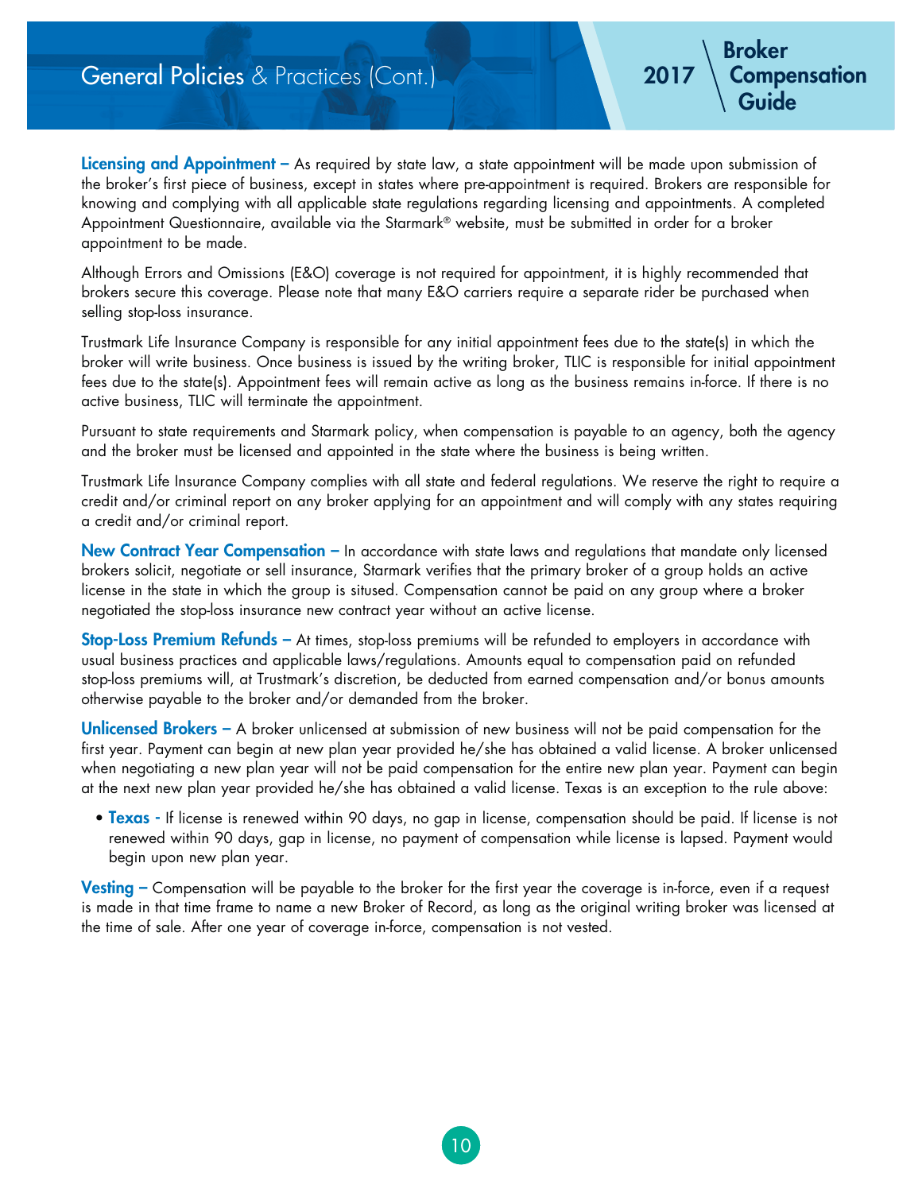**Licensing and Appointment –** As required by state law, a state appointment will be made upon submission of the broker's first piece of business, except in states where pre-appointment is required. Brokers are responsible for knowing and complying with all applicable state regulations regarding licensing and appointments. A completed Appointment Questionnaire, available via the Starmark® website, must be submitted in order for a broker appointment to be made.

Although Errors and Omissions (E&O) coverage is not required for appointment, it is highly recommended that brokers secure this coverage. Please note that many E&O carriers require a separate rider be purchased when selling stop-loss insurance.

Trustmark Life Insurance Company is responsible for any initial appointment fees due to the state(s) in which the broker will write business. Once business is issued by the writing broker, TLIC is responsible for initial appointment fees due to the state(s). Appointment fees will remain active as long as the business remains in-force. If there is no active business, TLIC will terminate the appointment.

Pursuant to state requirements and Starmark policy, when compensation is payable to an agency, both the agency and the broker must be licensed and appointed in the state where the business is being written.

Trustmark Life Insurance Company complies with all state and federal regulations. We reserve the right to require a credit and/or criminal report on any broker applying for an appointment and will comply with any states requiring a credit and/or criminal report.

**New Contract Year Compensation –** In accordance with state laws and regulations that mandate only licensed brokers solicit, negotiate or sell insurance, Starmark verifies that the primary broker of a group holds an active license in the state in which the group is sitused. Compensation cannot be paid on any group where a broker negotiated the stop-loss insurance new contract year without an active license.

**Stop-Loss Premium Refunds –** At times, stop-loss premiums will be refunded to employers in accordance with usual business practices and applicable laws/regulations. Amounts equal to compensation paid on refunded stop-loss premiums will, at Trustmark's discretion, be deducted from earned compensation and/or bonus amounts otherwise payable to the broker and/or demanded from the broker.

**Unlicensed Brokers –** A broker unlicensed at submission of new business will not be paid compensation for the first year. Payment can begin at new plan year provided he/she has obtained a valid license. A broker unlicensed when negotiating a new plan year will not be paid compensation for the entire new plan year. Payment can begin at the next new plan year provided he/she has obtained a valid license. Texas is an exception to the rule above:

- **Texas -** If license is renewed within 90 days, no gap in license, compensation should be paid. If license is not renewed within 90 days, gap in license, no payment of compensation while license is lapsed. Payment would begin upon new plan year.

**Vesting –** Compensation will be payable to the broker for the first year the coverage is in-force, even if a request is made in that time frame to name a new Broker of Record, as long as the original writing broker was licensed at the time of sale. After one year of coverage in-force, compensation is not vested.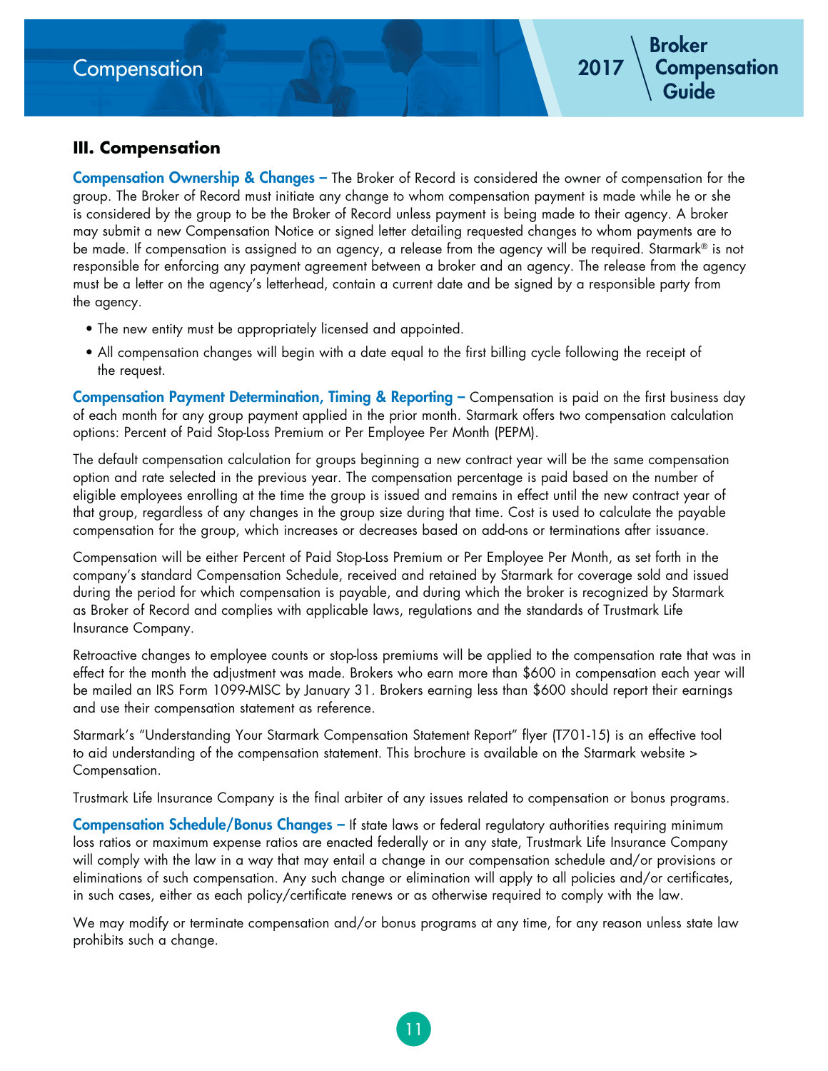## III. Compensation

**Compensation Ownership & Changes –** The Broker of Record is considered the owner of compensation for the group. The Broker of Record must initiate any change to whom compensation payment is made while he or she is considered by the group to be the Broker of Record unless payment is being made to their agency. A broker may submit a new Compensation Notice or signed letter detailing requested changes to whom payments are to be made. If compensation is assigned to an agency, a release from the agency will be required. Starmark® is not responsible for enforcing any payment agreement between a broker and an agency. The release from the agency must be a letter on the agency's letterhead, contain a current date and be signed by a responsible party from the agency.

- The new entity must be appropriately licensed and appointed.
- All compensation changes will begin with a date equal to the first billing cycle following the receipt of the request.

**Compensation Payment Determination, Timing & Reporting –** Compensation is paid on the first business day of each month for any group payment applied in the prior month. Starmark offers two compensation calculation options: Percent of Paid Stop-Loss Premium or Per Employee Per Month (PEPM).

The default compensation calculation for groups beginning a new contract year will be the same compensation option and rate selected in the previous year. The compensation percentage is paid based on the number of eligible employees enrolling at the time the group is issued and remains in effect until the new contract year of that group, regardless of any changes in the group size during that time. Cost is used to calculate the payable compensation for the group, which increases or decreases based on add-ons or terminations after issuance.

Compensation will be either Percent of Paid Stop-Loss Premium or Per Employee Per Month, as set forth in the company's standard Compensation Schedule, received and retained by Starmark for coverage sold and issued during the period for which compensation is payable, and during which the broker is recognized by Starmark as Broker of Record and complies with applicable laws, regulations and the standards of Trustmark Life Insurance Company.

Retroactive changes to employee counts or stop-loss premiums will be applied to the compensation rate that was in effect for the month the adjustment was made. Brokers who earn more than $600 in compensation each year will be mailed an IRS Form 1099-MISC by January 31. Brokers earning less than $600 should report their earnings and use their compensation statement as reference.

Starmark's "Understanding Your Starmark Compensation Statement Report" flyer (T701-15) is an effective tool to aid understanding of the compensation statement. This brochure is available on the Starmark website > Compensation.

Trustmark Life Insurance Company is the final arbiter of any issues related to compensation or bonus programs.

**Compensation Schedule/Bonus Changes –** If state laws or federal regulatory authorities requiring minimum loss ratios or maximum expense ratios are enacted federally or in any state, Trustmark Life Insurance Company will comply with the law in a way that may entail a change in our compensation schedule and/or provisions or eliminations of such compensation. Any such change or elimination will apply to all policies and/or certificates, in such cases, either as each policy/certificate renews or as otherwise required to comply with the law.

We may modify or terminate compensation and/or bonus programs at any time, for any reason unless state law prohibits such a change.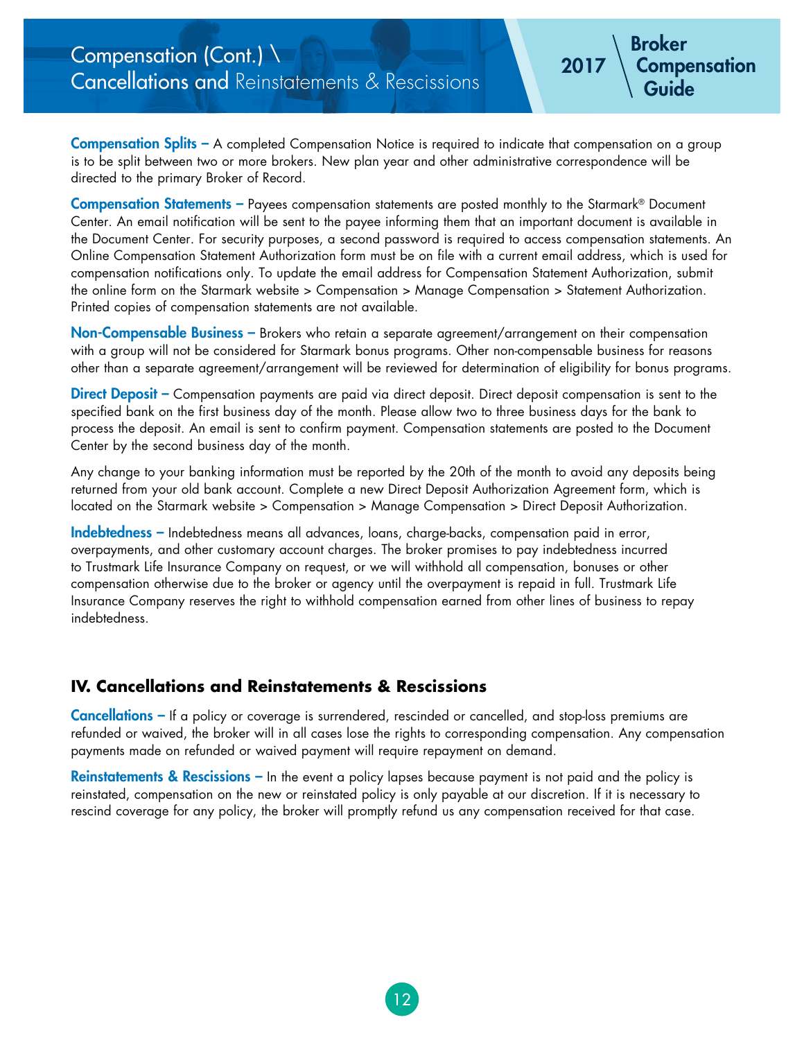**Compensation Splits –** A completed Compensation Notice is required to indicate that compensation on a group is to be split between two or more brokers. New plan year and other administrative correspondence will be directed to the primary Broker of Record.

**Compensation Statements –** Payees compensation statements are posted monthly to the Starmark® Document Center. An email notification will be sent to the payee informing them that an important document is available in the Document Center. For security purposes, a second password is required to access compensation statements. An Online Compensation Statement Authorization form must be on file with a current email address, which is used for compensation notifications only. To update the email address for Compensation Statement Authorization, submit the online form on the Starmark website > Compensation > Manage Compensation > Statement Authorization. Printed copies of compensation statements are not available.

**Non-Compensable Business –** Brokers who retain a separate agreement/arrangement on their compensation with a group will not be considered for Starmark bonus programs. Other non-compensable business for reasons other than a separate agreement/arrangement will be reviewed for determination of eligibility for bonus programs.

**Direct Deposit –** Compensation payments are paid via direct deposit. Direct deposit compensation is sent to the specified bank on the first business day of the month. Please allow two to three business days for the bank to process the deposit. An email is sent to confirm payment. Compensation statements are posted to the Document Center by the second business day of the month.

Any change to your banking information must be reported by the 20th of the month to avoid any deposits being returned from your old bank account. Complete a new Direct Deposit Authorization Agreement form, which is located on the Starmark website > Compensation > Manage Compensation > Direct Deposit Authorization.

**Indebtedness –** Indebtedness means all advances, loans, charge-backs, compensation paid in error, overpayments, and other customary account charges. The broker promises to pay indebtedness incurred to Trustmark Life Insurance Company on request, or we will withhold all compensation, bonuses or other compensation otherwise due to the broker or agency until the overpayment is repaid in full. Trustmark Life Insurance Company reserves the right to withhold compensation earned from other lines of business to repay indebtedness.

## IV. Cancellations and Reinstatements & Rescissions

**Cancellations –** If a policy or coverage is surrendered, rescinded or cancelled, and stop-loss premiums are refunded or waived, the broker will in all cases lose the rights to corresponding compensation. Any compensation payments made on refunded or waived payment will require repayment on demand.

**Reinstatements & Rescissions –** In the event a policy lapses because payment is not paid and the policy is reinstated, compensation on the new or reinstated policy is only payable at our discretion. If it is necessary to rescind coverage for any policy, the broker will promptly refund us any compensation received for that case.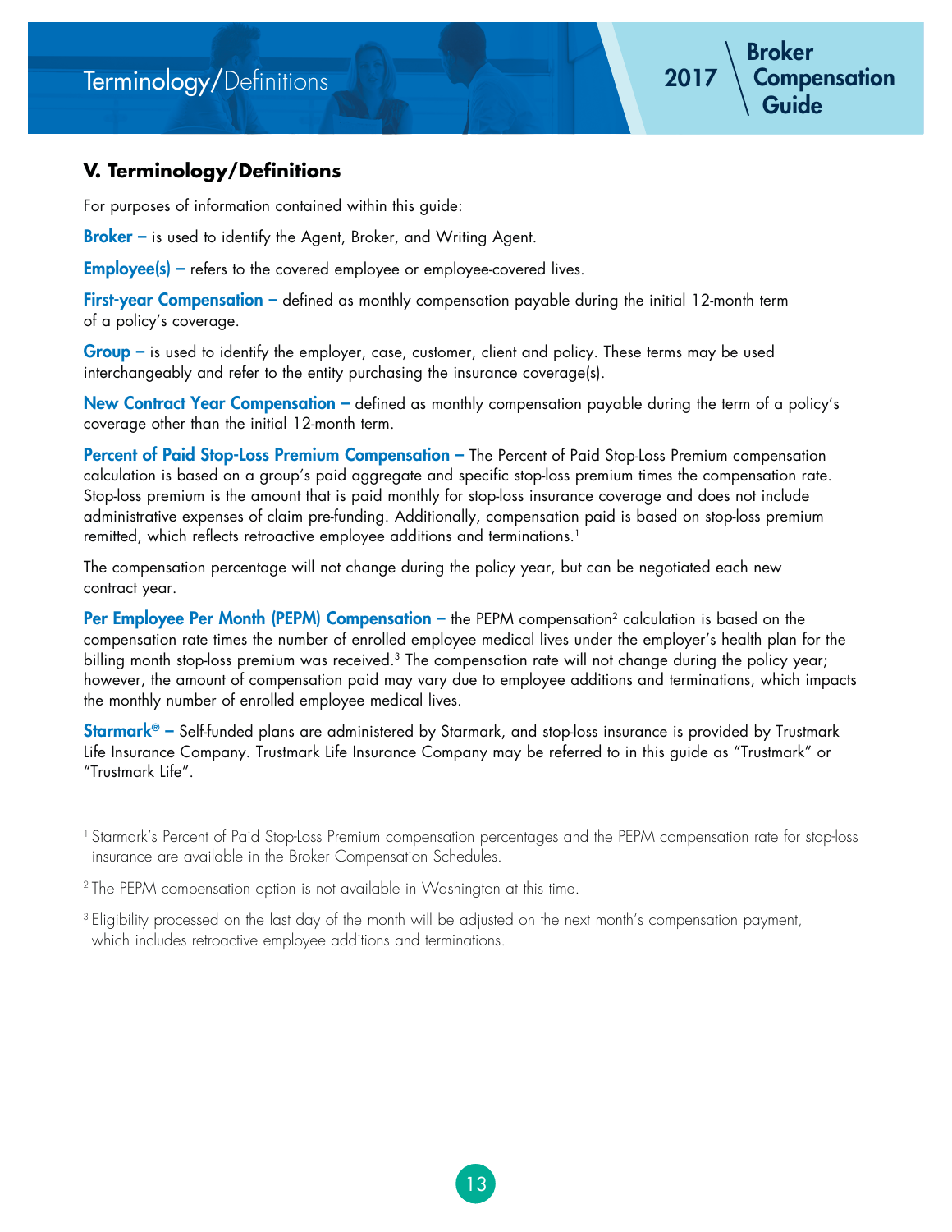## V. Terminology/Definitions

For purposes of information contained within this guide:

**Broker –** is used to identify the Agent, Broker, and Writing Agent.

**Employee(s) –** refers to the covered employee or employee-covered lives.

**First-year Compensation –** defined as monthly compensation payable during the initial 12-month term of a policy's coverage.

**Group –** is used to identify the employer, case, customer, client and policy. These terms may be used interchangeably and refer to the entity purchasing the insurance coverage(s).

**New Contract Year Compensation –** defined as monthly compensation payable during the term of a policy's coverage other than the initial 12-month term.

**Percent of Paid Stop-Loss Premium Compensation –** The Percent of Paid Stop-Loss Premium compensation calculation is based on a group's paid aggregate and specific stop-loss premium times the compensation rate. Stop-loss premium is the amount that is paid monthly for stop-loss insurance coverage and does not include administrative expenses of claim pre-funding. Additionally, compensation paid is based on stop-loss premium remitted, which reflects retroactive employee additions and terminations.[1]

The compensation percentage will not change during the policy year, but can be negotiated each new contract year.

**Per Employee Per Month (PEPM) Compensation –** the PEPM compensation[2] calculation is based on the compensation rate times the number of enrolled employee medical lives under the employer's health plan for the billing month stop-loss premium was received.[3] The compensation rate will not change during the policy year; however, the amount of compensation paid may vary due to employee additions and terminations, which impacts the monthly number of enrolled employee medical lives.

**Starmark® –** Self-funded plans are administered by Starmark, and stop-loss insurance is provided by Trustmark Life Insurance Company. Trustmark Life Insurance Company may be referred to in this guide as "Trustmark" or "Trustmark Life".

[1] Starmark's Percent of Paid Stop-Loss Premium compensation percentages and the PEPM compensation rate for stop-loss insurance are available in the Broker Compensation Schedules.

[2] The PEPM compensation option is not available in Washington at this time.

[3] Eligibility processed on the last day of the month will be adjusted on the next month's compensation payment, which includes retroactive employee additions and terminations.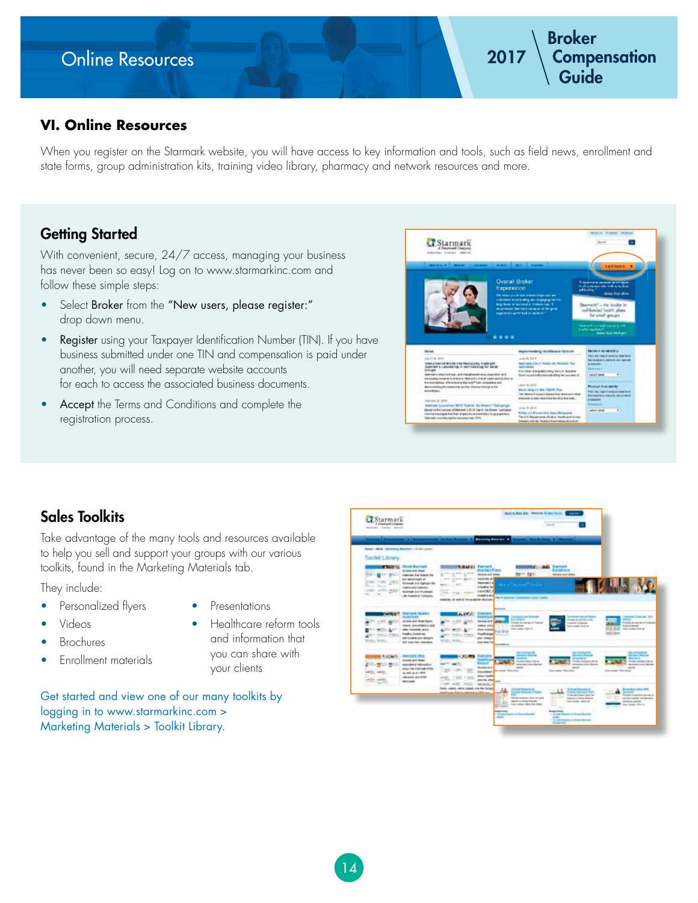## VI. Online Resources

When you register on the Starmark website, you will have access to key information and tools, such as field news, enrollment and state forms, group administration kits, training video library, pharmacy and network resources and more.

### Getting Started

With convenient, secure, 24/7 access, managing your business has never been so easy! Log on to www.starmarkinc.com and follow these simple steps:

- Select **Broker** from the **"New users, please register:"** drop down menu.
- **Register** using your Taxpayer Identification Number (TIN). If you have business submitted under one TIN and compensation is paid under another, you will need separate website accounts for each to access the associated business documents.
- **Accept** the Terms and Conditions and complete the registration process.

### Sales Toolkits

Take advantage of the many tools and resources available to help you sell and support your groups with our various toolkits, found in the Marketing Materials tab.

They include:

- Personalized flyers
- Videos
- Brochures
- Enrollment materials
- Presentations
- Healthcare reform tools and information that you can share with your clients

Get started and view one of our many toolkits by logging in to www.starmarkinc.com > Marketing Materials > Toolkit Library.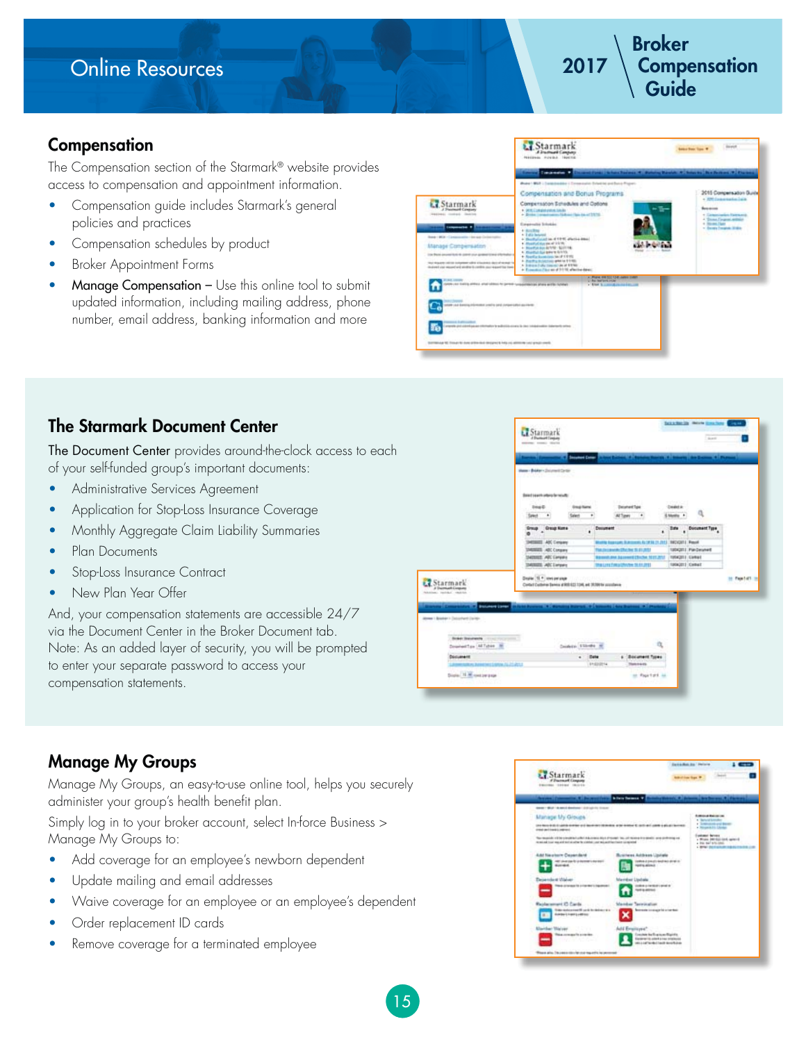## Compensation

The Compensation section of the Starmark® website provides access to compensation and appointment information.

- Compensation guide includes Starmark's general policies and practices
- Compensation schedules by product
- Broker Appointment Forms
- Manage Compensation – Use this online tool to submit updated information, including mailing address, phone number, email address, banking information and more

## The Starmark Document Center

The Document Center provides around-the-clock access to each of your self-funded group's important documents:

- Administrative Services Agreement
- Application for Stop-Loss Insurance Coverage
- Monthly Aggregate Claim Liability Summaries
- Plan Documents
- Stop-Loss Insurance Contract
- New Plan Year Offer

And, your compensation statements are accessible 24/7 via the Document Center in the Broker Document tab. Note: As an added layer of security, you will be prompted to enter your separate password to access your compensation statements.

## Manage My Groups

Manage My Groups, an easy-to-use online tool, helps you securely administer your group's health benefit plan.

Simply log in to your broker account, select In-force Business > Manage My Groups to:

- Add coverage for an employee's newborn dependent
- Update mailing and email addresses
- Waive coverage for an employee or an employee's dependent
- Order replacement ID cards
- Remove coverage for a terminated employee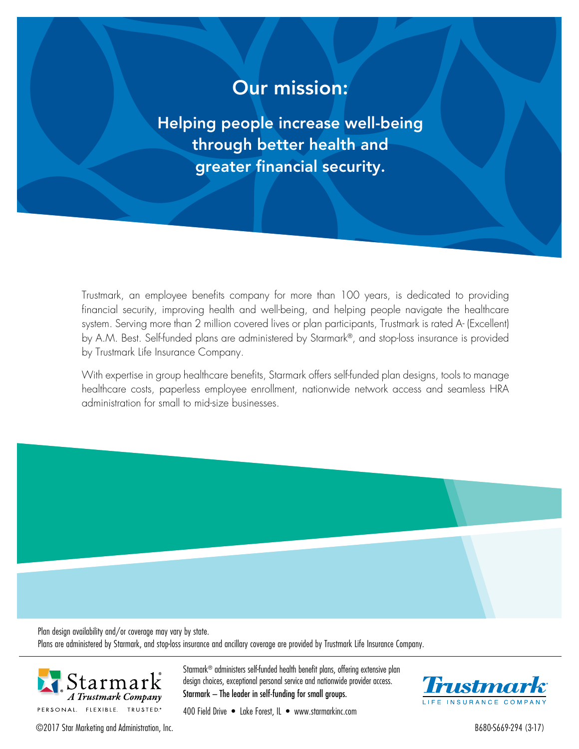# Our mission:

## Helping people increase well-being through better health and greater financial security.

Trustmark, an employee benefits company for more than 100 years, is dedicated to providing financial security, improving health and well-being, and helping people navigate the healthcare system. Serving more than 2 million covered lives or plan participants, Trustmark is rated A- (Excellent) by A.M. Best. Self-funded plans are administered by Starmark®, and stop-loss insurance is provided by Trustmark Life Insurance Company.

With expertise in group healthcare benefits, Starmark offers self-funded plan designs, tools to manage healthcare costs, paperless employee enrollment, nationwide network access and seamless HRA administration for small to mid-size businesses.

Plan design availability and/or coverage may vary by state.
Plans are administered by Starmark, and stop-loss insurance and ancillary coverage are provided by Trustmark Life Insurance Company.

Starmark® A Trustmark Company

PERSONAL. FLEXIBLE. TRUSTED.®

Starmark® administers self-funded health benefit plans, offering extensive plan design choices, exceptional personal service and nationwide provider access.
**Starmark – The leader in self-funding for small groups.**

400 Field Drive • Lake Forest, IL • www.starmarkinc.com

Trustmark® LIFE INSURANCE COMPANY

©2017 Star Marketing and Administration, Inc.

B680-S669-294 (3-17)